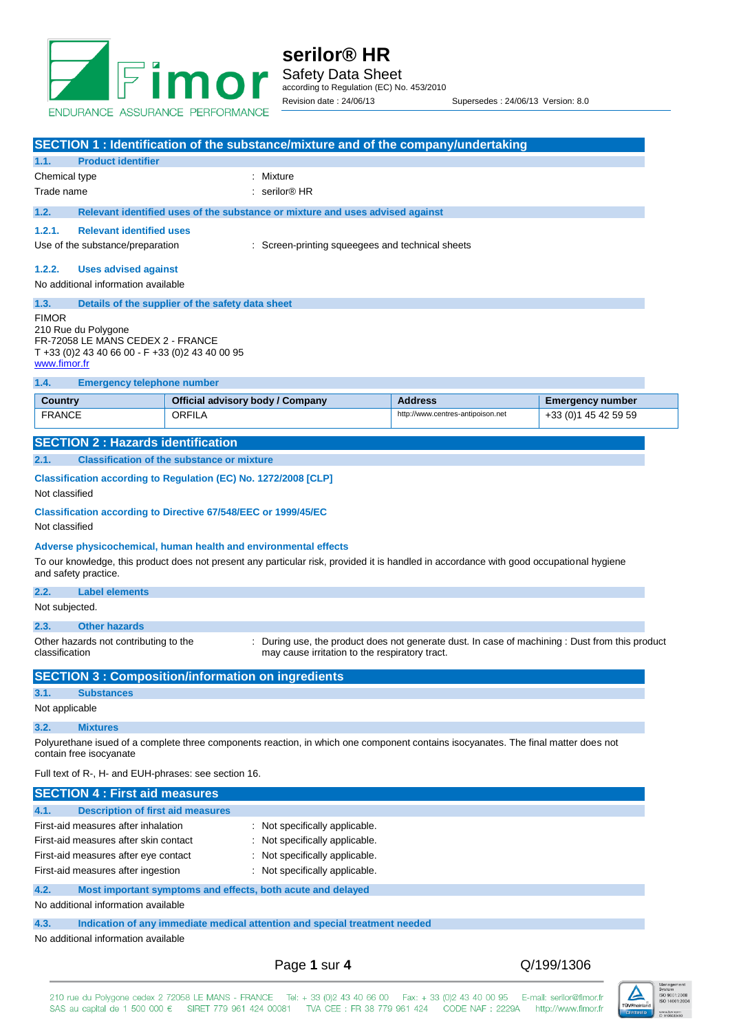# serilor® HR

Safety Data Sheet
according to Regulation (EC) No. 453/2010
Revision date : 24/06/13 Supersedes : 24/06/13 Version: 8.0

## SECTION 1 : Identification of the substance/mixture and of the company/undertaking

### 1.1. Product identifier

Chemical type : Mixture
Trade name : serilor® HR

### 1.2. Relevant identified uses of the substance or mixture and uses advised against

#### 1.2.1. Relevant identified uses

Use of the substance/preparation : Screen-printing squeegees and technical sheets

#### 1.2.2. Uses advised against

No additional information available

### 1.3. Details of the supplier of the safety data sheet

FIMOR
210 Rue du Polygone
FR-72058 LE MANS CEDEX 2 - FRANCE
T +33 (0)2 43 40 66 00 - F +33 (0)2 43 40 00 95
www.fimor.fr

### 1.4. Emergency telephone number

| Country | Official advisory body / Company | Address | Emergency number |
|---|---|---|---|
| FRANCE | ORFILA | http://www.centres-antipoison.net | +33 (0)1 45 42 59 59 |

## SECTION 2 : Hazards identification

### 2.1. Classification of the substance or mixture

**Classification according to Regulation (EC) No. 1272/2008 [CLP]**

Not classified

**Classification according to Directive 67/548/EEC or 1999/45/EC**

Not classified

**Adverse physicochemical, human health and environmental effects**

To our knowledge, this product does not present any particular risk, provided it is handled in accordance with good occupational hygiene and safety practice.

### 2.2. Label elements

Not subjected.

### 2.3. Other hazards

Other hazards not contributing to the classification : During use, the product does not generate dust. In case of machining : Dust from this product may cause irritation to the respiratory tract.

## SECTION 3 : Composition/information on ingredients

### 3.1. Substances

Not applicable

### 3.2. Mixtures

Polyurethane isued of a complete three components reaction, in which one component contains isocyanates. The final matter does not contain free isocyanate

Full text of R-, H- and EUH-phrases: see section 16.

## SECTION 4 : First aid measures

### 4.1. Description of first aid measures

First-aid measures after inhalation : Not specifically applicable.
First-aid measures after skin contact : Not specifically applicable.
First-aid measures after eye contact : Not specifically applicable.
First-aid measures after ingestion : Not specifically applicable.

### 4.2. Most important symptoms and effects, both acute and delayed

No additional information available

### 4.3. Indication of any immediate medical attention and special treatment needed

No additional information available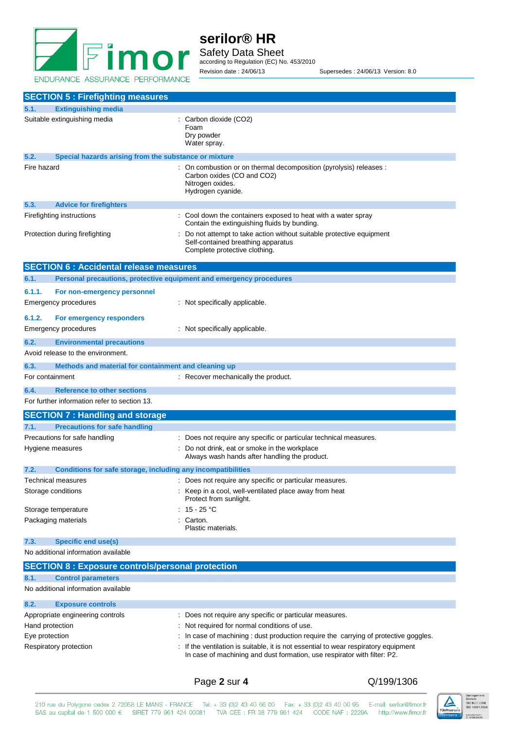## SECTION 5 : Firefighting measures

### 5.1. Extinguishing media

| | |
|---|---|
| Suitable extinguishing media | : Carbon dioxide ($CO_2$)<br>Foam<br>Dry powder<br>Water spray. |

### 5.2. Special hazards arising from the substance or mixture

| | |
|---|---|
| Fire hazard | : On combustion or on thermal decomposition (pyrolysis) releases :<br>Carbon oxides (CO and $CO_2$)<br>Nitrogen oxides.<br>Hydrogen cyanide. |

### 5.3. Advice for firefighters

| | |
|---|---|
| Firefighting instructions | : Cool down the containers exposed to heat with a water spray<br>Contain the extinguishing fluids by bunding. |
| Protection during firefighting | : Do not attempt to take action without suitable protective equipment<br>Self-contained breathing apparatus<br>Complete protective clothing. |

## SECTION 6 : Accidental release measures

### 6.1. Personal precautions, protective equipment and emergency procedures

#### 6.1.1. For non-emergency personnel

| | |
|---|---|
| Emergency procedures | : Not specifically applicable. |

#### 6.1.2. For emergency responders

| | |
|---|---|
| Emergency procedures | : Not specifically applicable. |

### 6.2. Environmental precautions

Avoid release to the environment.

### 6.3. Methods and material for containment and cleaning up

| | |
|---|---|
| For containment | : Recover mechanically the product. |

### 6.4. Reference to other sections

For further information refer to section 13.

## SECTION 7 : Handling and storage

### 7.1. Precautions for safe handling

| | |
|---|---|
| Precautions for safe handling | : Does not require any specific or particular technical measures. |
| Hygiene measures | : Do not drink, eat or smoke in the workplace<br>Always wash hands after handling the product. |

### 7.2. Conditions for safe storage, including any incompatibilities

| | |
|---|---|
| Technical measures | : Does not require any specific or particular measures. |
| Storage conditions | : Keep in a cool, well-ventilated place away from heat<br>Protect from sunlight. |
| Storage temperature | : 15 - 25 °C |
| Packaging materials | : Carton.<br>Plastic materials. |

### 7.3. Specific end use(s)

No additional information available

## SECTION 8 : Exposure controls/personal protection

### 8.1. Control parameters

No additional information available

### 8.2. Exposure controls

| | |
|---|---|
| Appropriate engineering controls | : Does not require any specific or particular measures. |
| Hand protection | : Not required for normal conditions of use. |
| Eye protection | : In case of machining : dust production require the carrying of protective goggles. |
| Respiratory protection | : If the ventilation is suitable, it is not essential to wear respiratory equipment<br>In case of machining and dust formation, use respirator with filter: P2. |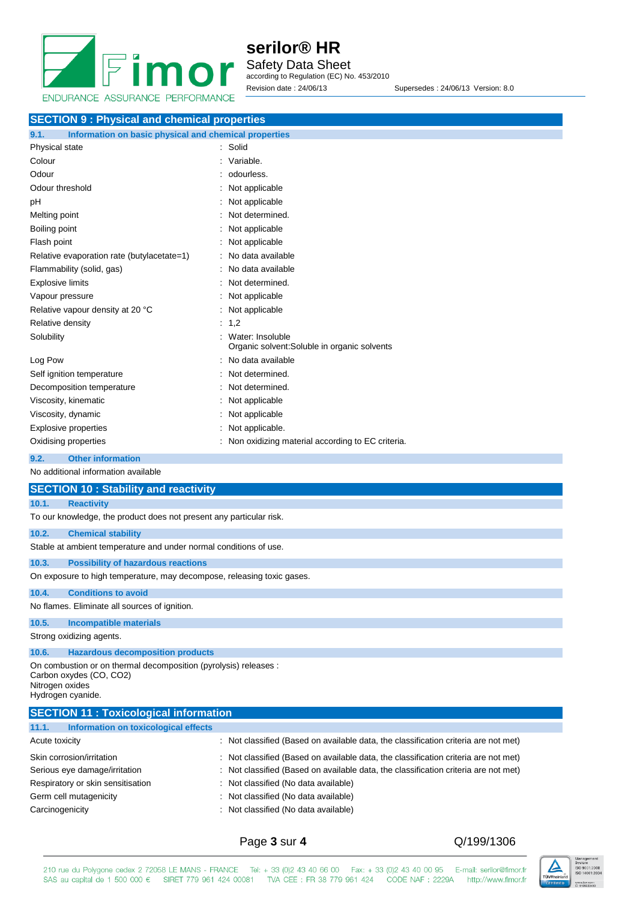## SECTION 9 : Physical and chemical properties

### 9.1. Information on basic physical and chemical properties

| | |
|---|---|
| Physical state | : Solid |
| Colour | : Variable. |
| Odour | : odourless. |
| Odour threshold | : Not applicable |
| pH | : Not applicable |
| Melting point | : Not determined. |
| Boiling point | : Not applicable |
| Flash point | : Not applicable |
| Relative evaporation rate (butylacetate=1) | : No data available |
| Flammability (solid, gas) | : No data available |
| Explosive limits | : Not determined. |
| Vapour pressure | : Not applicable |
| Relative vapour density at 20 °C | : Not applicable |
| Relative density | : 1,2 |
| Solubility | : Water: Insoluble<br>Organic solvent:Soluble in organic solvents |
| Log Pow | : No data available |
| Self ignition temperature | : Not determined. |
| Decomposition temperature | : Not determined. |
| Viscosity, kinematic | : Not applicable |
| Viscosity, dynamic | : Not applicable |
| Explosive properties | : Not applicable. |
| Oxidising properties | : Non oxidizing material according to EC criteria. |

### 9.2. Other information

No additional information available

## SECTION 10 : Stability and reactivity

### 10.1. Reactivity

To our knowledge, the product does not present any particular risk.

### 10.2. Chemical stability

Stable at ambient temperature and under normal conditions of use.

### 10.3. Possibility of hazardous reactions

On exposure to high temperature, may decompose, releasing toxic gases.

### 10.4. Conditions to avoid

No flames. Eliminate all sources of ignition.

### 10.5. Incompatible materials

Strong oxidizing agents.

### 10.6. Hazardous decomposition products

On combustion or on thermal decomposition (pyrolysis) releases :
Carbon oxydes ($CO$, $CO_2$)
Nitrogen oxides
Hydrogen cyanide.

## SECTION 11 : Toxicological information

### 11.1. Information on toxicological effects

| | |
|---|---|
| Acute toxicity | : Not classified (Based on available data, the classification criteria are not met) |
| Skin corrosion/irritation | : Not classified (Based on available data, the classification criteria are not met) |
| Serious eye damage/irritation | : Not classified (Based on available data, the classification criteria are not met) |
| Respiratory or skin sensitisation | : Not classified (No data available) |
| Germ cell mutagenicity | : Not classified (No data available) |
| Carcinogenicity | : Not classified (No data available) |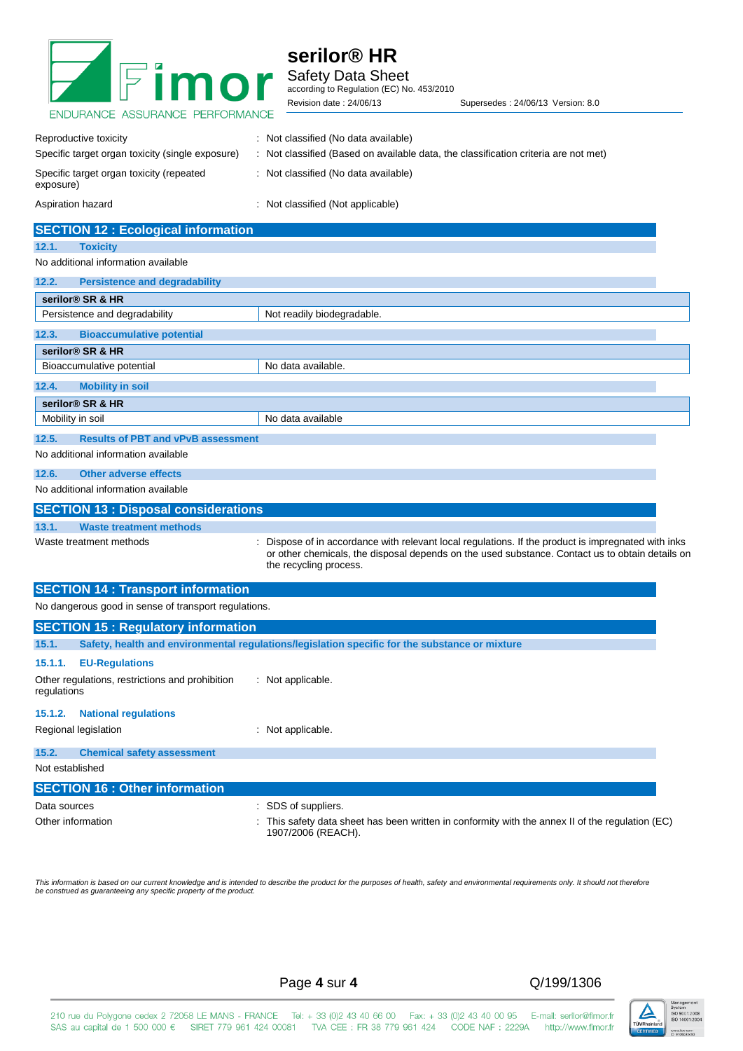| | | |
|---|---|---|
| Reproductive toxicity | : | Not classified (No data available) |
| Specific target organ toxicity (single exposure) | : | Not classified (Based on available data, the classification criteria are not met) |
| Specific target organ toxicity (repeated exposure) | : | Not classified (No data available) |
| Aspiration hazard | : | Not classified (Not applicable) |

## SECTION 12 : Ecological information

### 12.1. Toxicity

No additional information available

### 12.2. Persistence and degradability

| serilor® SR & HR | |
|---|---|
| Persistence and degradability | Not readily biodegradable. |

### 12.3. Bioaccumulative potential

| serilor® SR & HR | |
|---|---|
| Bioaccumulative potential | No data available. |

### 12.4. Mobility in soil

| serilor® SR & HR | |
|---|---|
| Mobility in soil | No data available |

### 12.5. Results of PBT and vPvB assessment

No additional information available

### 12.6. Other adverse effects

No additional information available

## SECTION 13 : Disposal considerations

### 13.1. Waste treatment methods

Waste treatment methods : Dispose of in accordance with relevant local regulations. If the product is impregnated with inks or other chemicals, the disposal depends on the used substance. Contact us to obtain details on the recycling process.

## SECTION 14 : Transport information

No dangerous good in sense of transport regulations.

## SECTION 15 : Regulatory information

### 15.1. Safety, health and environmental regulations/legislation specific for the substance or mixture

#### 15.1.1. EU-Regulations

Other regulations, restrictions and prohibition regulations : Not applicable.

#### 15.1.2. National regulations

Regional legislation : Not applicable.

### 15.2. Chemical safety assessment

Not established

## SECTION 16 : Other information

Data sources : SDS of suppliers.

Other information : This safety data sheet has been written in conformity with the annex II of the regulation (EC) 1907/2006 (REACH).

*This information is based on our current knowledge and is intended to describe the product for the purposes of health, safety and environmental requirements only. It should not therefore be construed as guaranteeing any specific property of the product.*